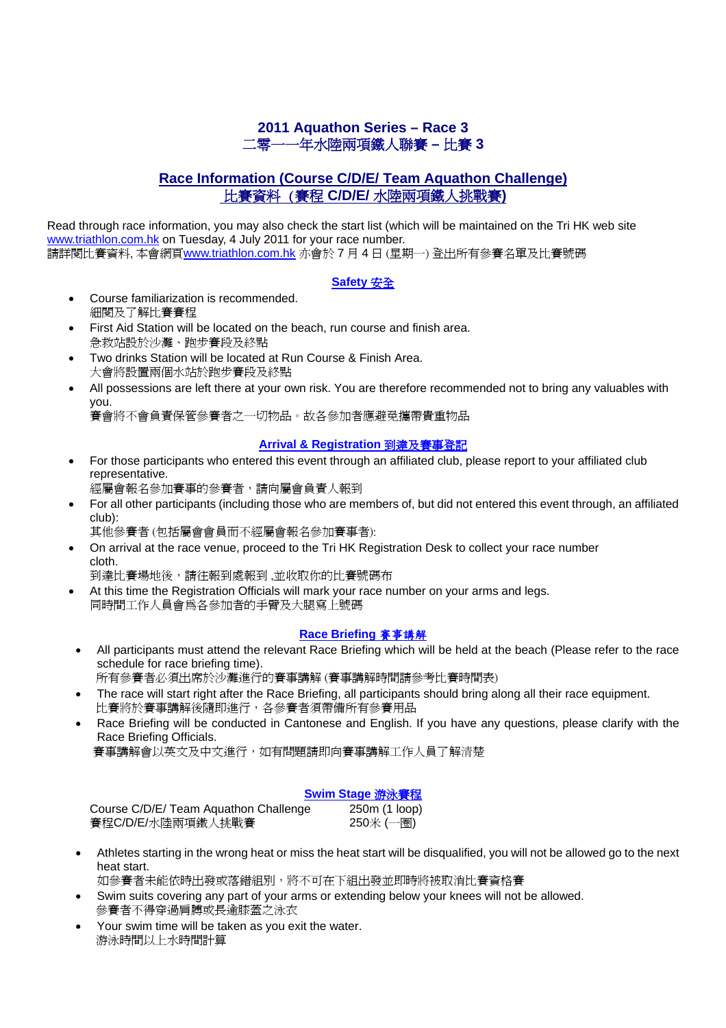# 2011 Aquathon Series – Race 3
# 二零一一年水陸兩項鐵人聯賽 – 比賽 3

## Race Information (Course C/D/E/ Team Aquathon Challenge)
## 比賽資料 (賽程 C/D/E/ 水陸兩項鐵人挑戰賽)

Read through race information, you may also check the start list (which will be maintained on the Tri HK web site www.triathlon.com.hk on Tuesday, 4 July 2011 for your race number.
請詳閱比賽資料, 本會網頁www.triathlon.com.hk 亦會於 7 月 4 日 (星期一) 登出所有參賽名單及比賽號碼

### Safety 安全

- Course familiarization is recommended.
  細閱及了解比賽賽程
- First Aid Station will be located on the beach, run course and finish area.
  急救站設於沙灘、跑步賽段及終點
- Two drinks Station will be located at Run Course & Finish Area.
  大會將設置兩個水站於跑步賽段及終點
- All possessions are left there at your own risk. You are therefore recommended not to bring any valuables with you.
  賽會將不會負責保管參賽者之一切物品。故各參加者應避免攜帶貴重物品

### Arrival & Registration 到達及賽事登記

- For those participants who entered this event through an affiliated club, please report to your affiliated club representative.
  經屬會報名參加賽事的參賽者，請向屬會負責人報到
- For all other participants (including those who are members of, but did not entered this event through, an affiliated club):
  其他參賽者 (包括屬會會員而不經屬會報名參加賽事者):
- On arrival at the race venue, proceed to the Tri HK Registration Desk to collect your race number cloth.
  到達比賽場地後，請往報到處報到 ,並收取你的比賽號碼布
- At this time the Registration Officials will mark your race number on your arms and legs.
  同時間工作人員會為各參加者的手臂及大腿寫上號碼

### Race Briefing 賽事講解

- All participants must attend the relevant Race Briefing which will be held at the beach (Please refer to the race schedule for race briefing time).
  所有參賽者必須出席於沙灘進行的賽事講解 (賽事講解時間請參考比賽時間表)
- The race will start right after the Race Briefing, all participants should bring along all their race equipment.
  比賽將於賽事講解後隨即進行，各參賽者須帶備所有參賽用品
- Race Briefing will be conducted in Cantonese and English. If you have any questions, please clarify with the Race Briefing Officials.
  賽事講解會以英文及中文進行，如有問題請即向賽事講解工作人員了解清楚

### Swim Stage 游泳賽程

| | |
|---|---|
| Course C/D/E/ Team Aquathon Challenge<br>賽程C/D/E/水陸兩項鐵人挑戰賽 | 250m (1 loop)<br>250米 (一圈) |

- Athletes starting in the wrong heat or miss the heat start will be disqualified, you will not be allowed go to the next heat start.
  如參賽者未能依時出發或落錯組別，將不可在下組出發並即時將被取消比賽資格賽
- Swim suits covering any part of your arms or extending below your knees will not be allowed.
  參賽者不得穿過肩膊或長逾膝蓋之泳衣
- Your swim time will be taken as you exit the water.
  游泳時間以上水時間計算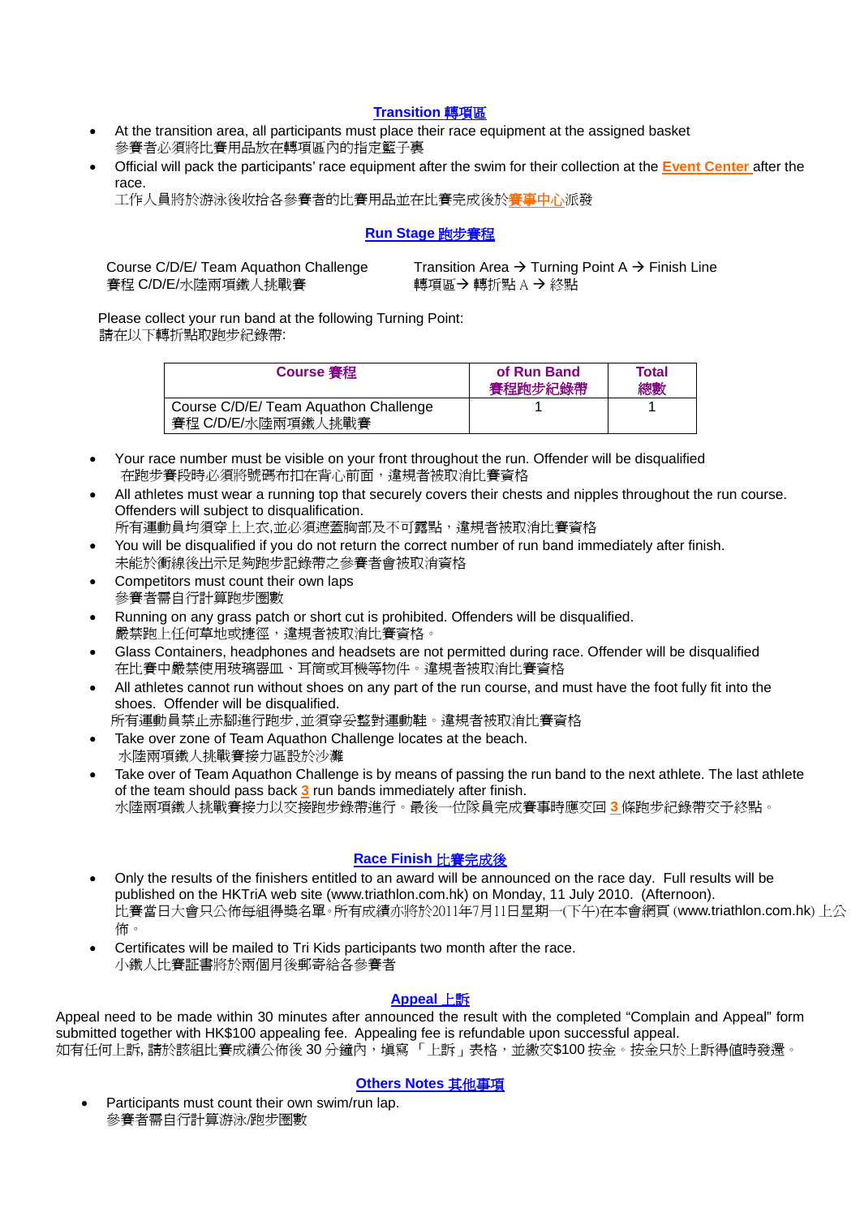## Transition 轉項區

- At the transition area, all participants must place their race equipment at the assigned basket
  參賽者必須將比賽用品放在轉項區內的指定籃子裏
- Official will pack the participants' race equipment after the swim for their collection at the **Event Center** after the race.
  工作人員將於游泳後收拾各參賽者的比賽用品並在比賽完成後於**賽事中心**派發

## Run Stage 跑步賽程

| Course C/D/E/ Team Aquathon Challenge<br>賽程 C/D/E/水陸兩項鐵人挑戰賽 | Transition Area → Turning Point A → Finish Line<br>轉項區→ 轉折點 A → 終點 |
|---|---|

Please collect your run band at the following Turning Point:
請在以下轉折點取跑步紀錄帶:

| Course 賽程 | of Run Band 賽程跑步紀錄帶 | Total 總數 |
|---|---|---|
| Course C/D/E/ Team Aquathon Challenge<br>賽程 C/D/E/水陸兩項鐵人挑戰賽 | 1 | 1 |

- Your race number must be visible on your front throughout the run. Offender will be disqualified
  在跑步賽段時必須將號碼布扣在背心前面，違規者被取消比賽資格
- All athletes must wear a running top that securely covers their chests and nipples throughout the run course. Offenders will subject to disqualification.
  所有運動員均須穿上上衣,並必須遮蓋胸部及不可露點，違規者被取消比賽資格
- You will be disqualified if you do not return the correct number of run band immediately after finish.
  未能於衝線後出示足夠跑步記錄帶之參賽者會被取消資格
- Competitors must count their own laps
  參賽者需自行計算跑步圈數
- Running on any grass patch or short cut is prohibited. Offenders will be disqualified.
  嚴禁跑上任何草地或捷徑，違規者被取消比賽資格。
- Glass Containers, headphones and headsets are not permitted during race. Offender will be disqualified
  在比賽中嚴禁使用玻璃器皿、耳筒或耳機等物件。違規者被取消比賽資格
- All athletes cannot run without shoes on any part of the run course, and must have the foot fully fit into the shoes. Offender will be disqualified.
  所有運動員禁止赤腳進行跑步, 並須穿妥整對運動鞋。違規者被取消比賽資格
- Take over zone of Team Aquathon Challenge locates at the beach.
  水陸兩項鐵人挑戰賽接力區設於沙灘
- Take over of Team Aquathon Challenge is by means of passing the run band to the next athlete. The last athlete of the team should pass back **3** run bands immediately after finish.
  水陸兩項鐵人挑戰賽接力以交接跑步錄帶進行。最後一位隊員完成賽事時應交回 **3** 條跑步紀錄帶交予終點。

## Race Finish 比賽完成後

- Only the results of the finishers entitled to an award will be announced on the race day. Full results will be published on the HKTriA web site (www.triathlon.com.hk) on Monday, 11 July 2010. (Afternoon).
  比賽當日大會只公佈每組得獎名單。所有成績亦將於2011年7月11日星期一(下午)在本會網頁 (www.triathlon.com.hk) 上公佈。
- Certificates will be mailed to Tri Kids participants two month after the race.
  小鐵人比賽証書將於兩個月後郵寄給各參賽者

## Appeal 上訴

Appeal need to be made within 30 minutes after announced the result with the completed "Complain and Appeal" form submitted together with HK$100 appealing fee. Appealing fee is refundable upon successful appeal.
如有任何上訴, 請於該組比賽成績公佈後 30 分鐘內，填寫 「上訴」表格，並繳交$100 按金。按金只於上訴得值時發還。

## Others Notes 其他事項

- Participants must count their own swim/run lap.
  參賽者需自行計算游泳/跑步圈數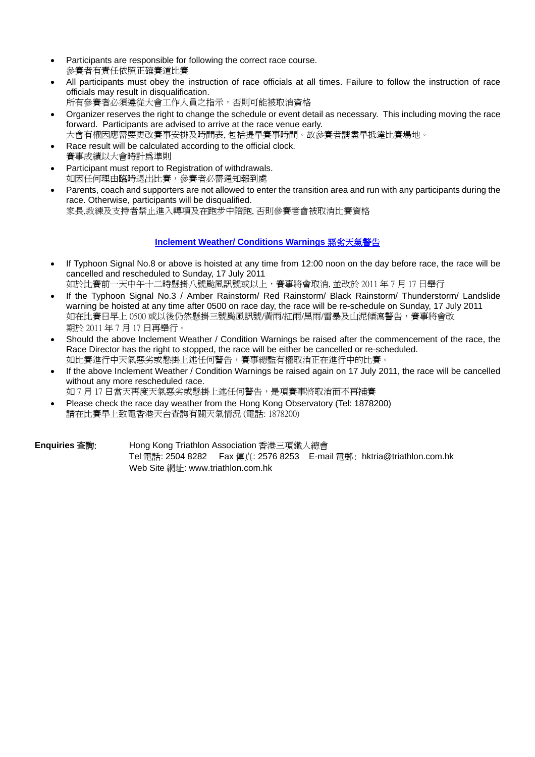- Participants are responsible for following the correct race course.
  參賽者有責任依照正確賽道比賽
- All participants must obey the instruction of race officials at all times. Failure to follow the instruction of race officials may result in disqualification.
  所有參賽者必須遵從大會工作人員之指示，否則可能被取消資格
- Organizer reserves the right to change the schedule or event detail as necessary. This including moving the race forward. Participants are advised to arrive at the race venue early.
  大會有權因應需要更改賽事安排及時間表, 包括提早賽事時間。故參賽者請盡早抵達比賽場地。
- Race result will be calculated according to the official clock.
  賽事成績以大會時計爲準則
- Participant must report to Registration of withdrawals.
  如因任何理由臨時退出比賽，參賽者必需通知報到處
- Parents, coach and supporters are not allowed to enter the transition area and run with any participants during the race. Otherwise, participants will be disqualified.
  家長,教練及支持者禁止進入轉項及在跑步中陪跑, 否則參賽者會被取消比賽資格

**Inclement Weather/ Conditions Warnings 惡劣天氣警告**

- If Typhoon Signal No.8 or above is hoisted at any time from 12:00 noon on the day before race, the race will be cancelled and rescheduled to Sunday, 17 July 2011
  如於比賽前一天中午十二時懸掛八號颱風訊號或以上，賽事將會取消, 並改於 2011 年 7 月 17 日舉行
- If the Typhoon Signal No.3 / Amber Rainstorm/ Red Rainstorm/ Black Rainstorm/ Thunderstorm/ Landslide warning be hoisted at any time after 0500 on race day, the race will be re-schedule on Sunday, 17 July 2011
  如在比賽日早上 0500 或以後仍然懸掛三號颱風訊號/黃雨/紅雨/黑雨/雷暴及山泥傾瀉警告，賽事將會改期於 2011 年 7 月 17 日再舉行。
- Should the above Inclement Weather / Condition Warnings be raised after the commencement of the race, the Race Director has the right to stopped, the race will be either be cancelled or re-scheduled.
  如比賽進行中天氣惡劣或懸掛上述任何警告，賽事總監有權取消正在進行中的比賽。
- If the above Inclement Weather / Condition Warnings be raised again on 17 July 2011, the race will be cancelled without any more rescheduled race.
  如 7 月 17 日當天再度天氣惡劣或懸掛上述任何警告，是項賽事將取消而不再補賽
- Please check the race day weather from the Hong Kong Observatory (Tel: 1878200)
  請在比賽早上致電香港天台查詢有關天氣情況 (電話: 1878200)

**Enquiries 查詢:** Hong Kong Triathlon Association 香港三項鐵人總會
Tel 電話: 2504 8282 Fax 傳真: 2576 8253 E-mail 電郵: hktria@triathlon.com.hk
Web Site 網址: www.triathlon.com.hk